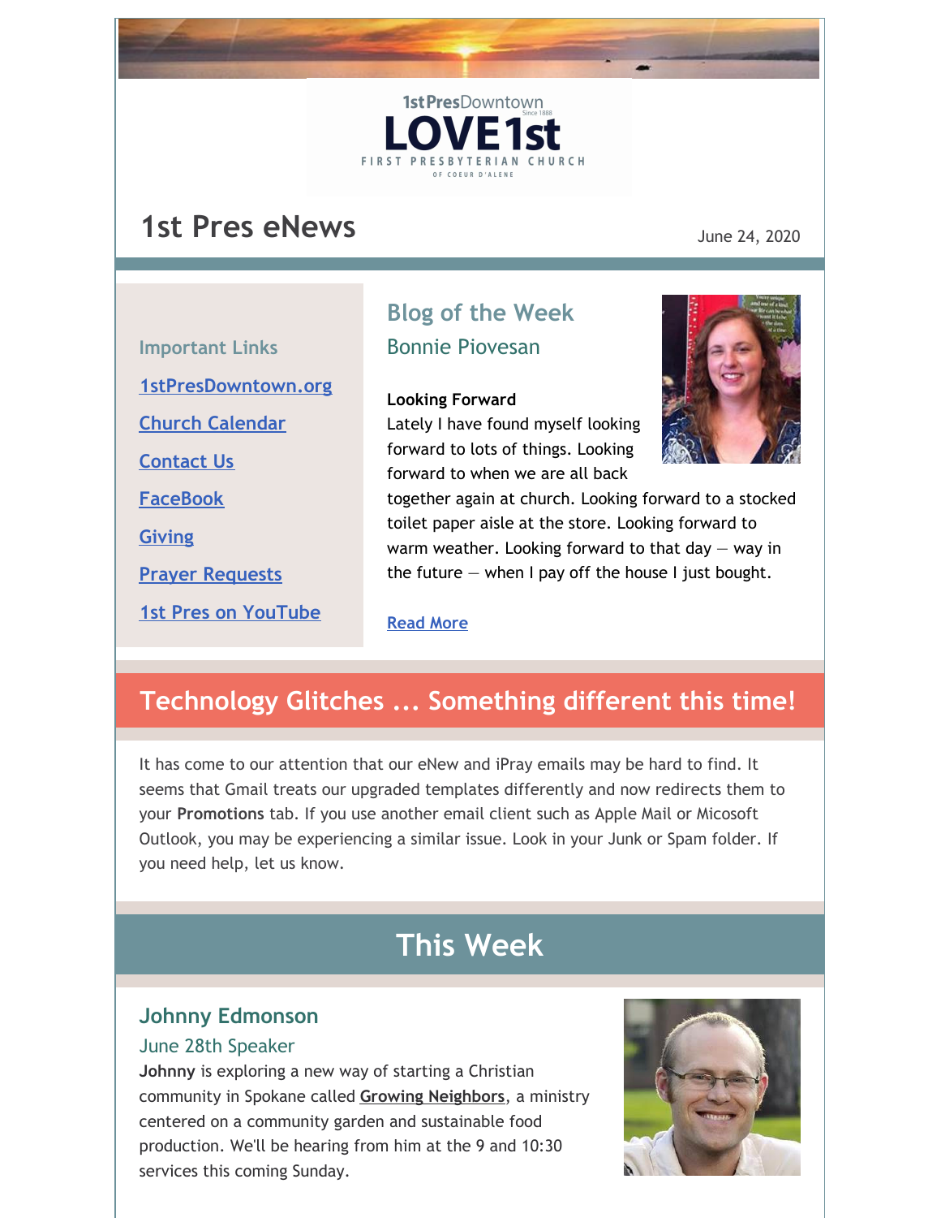1stPresDowntown
Since 1888
# LOVE 1st
FIRST PRESBYTERIAN CHURCH
OF COEUR D'ALENE

# 1st Pres eNews

June 24, 2020

### Important Links

[1stPresDowntown.org]

[Church Calendar]

[Contact Us]

[FaceBook]

[Giving]

[Prayer Requests]

[1st Pres on YouTube]

## Blog of the Week

### Bonnie Piovesan

**Looking Forward**
Lately I have found myself looking forward to lots of things. Looking forward to when we are all back together again at church. Looking forward to a stocked toilet paper aisle at the store. Looking forward to warm weather. Looking forward to that day — way in the future — when I pay off the house I just bought.

[Read More]

## Technology Glitches ... Something different this time!

It has come to our attention that our eNew and iPray emails may be hard to find. It seems that Gmail treats our upgraded templates differently and now redirects them to your **Promotions** tab. If you use another email client such as Apple Mail or Micosoft Outlook, you may be experiencing a similar issue. Look in your Junk or Spam folder. If you need help, let us know.

## This Week

### Johnny Edmonson

June 28th Speaker

**Johnny** is exploring a new way of starting a Christian community in Spokane called **Growing Neighbors**, a ministry centered on a community garden and sustainable food production. We'll be hearing from him at the 9 and 10:30 services this coming Sunday.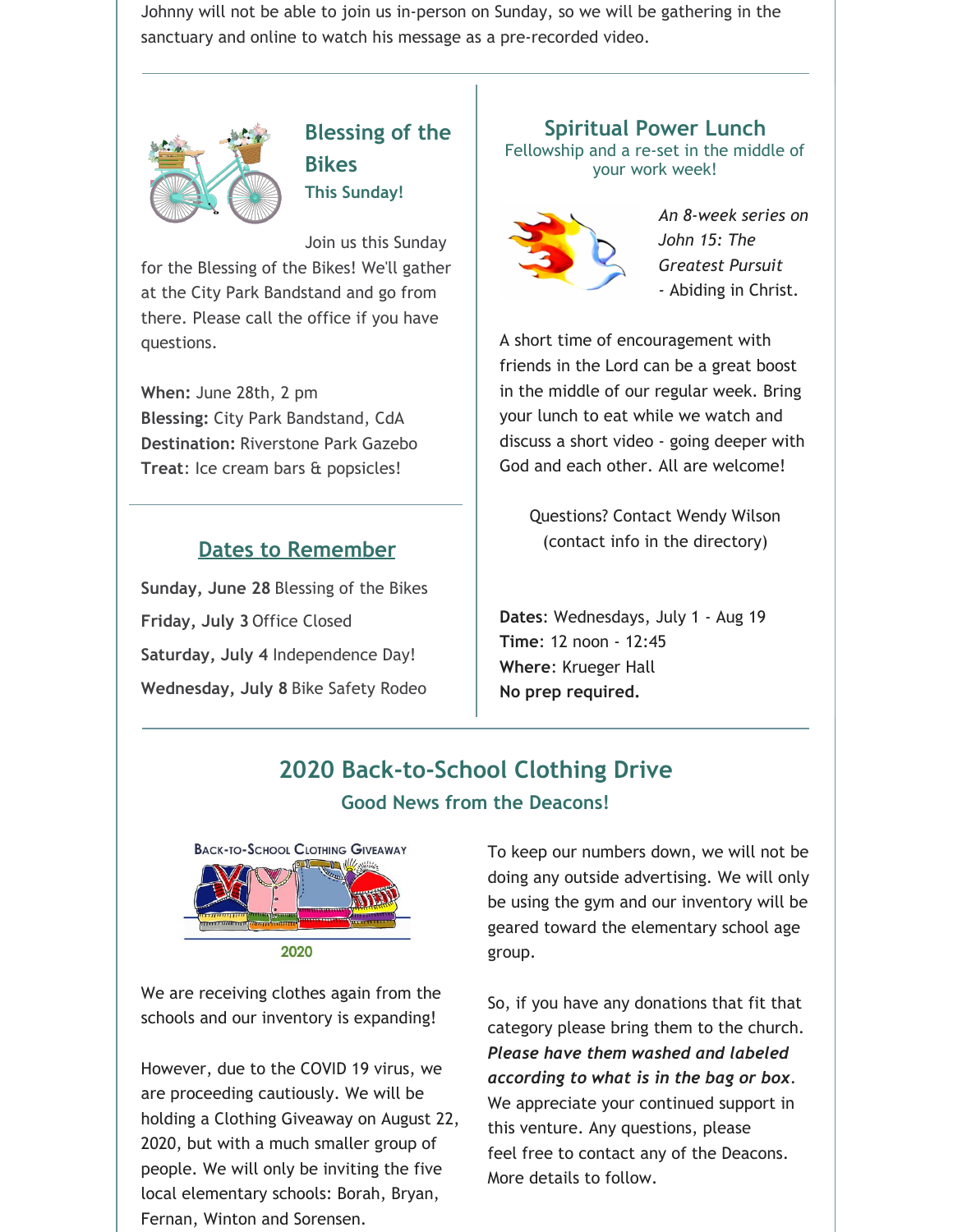Johnny will not be able to join us in-person on Sunday, so we will be gathering in the sanctuary and online to watch his message as a pre-recorded video.

---

## Blessing of the Bikes

### This Sunday!

Join us this Sunday for the Blessing of the Bikes! We'll gather at the City Park Bandstand and go from there. Please call the office if you have questions.

**When:** June 28th, 2 pm
**Blessing:** City Park Bandstand, CdA
**Destination:** Riverstone Park Gazebo
**Treat**: Ice cream bars & popsicles!

---

## Dates to Remember

**Sunday, June 28** Blessing of the Bikes

**Friday, July 3** Office Closed

**Saturday, July 4** Independence Day!

**Wednesday, July 8** Bike Safety Rodeo

---

## Spiritual Power Lunch

Fellowship and a re-set in the middle of your work week!

*An 8-week series on John 15: The Greatest Pursuit* - Abiding in Christ.

A short time of encouragement with friends in the Lord can be a great boost in the middle of our regular week. Bring your lunch to eat while we watch and discuss a short video - going deeper with God and each other. All are welcome!

Questions? Contact Wendy Wilson (contact info in the directory)

**Dates**: Wednesdays, July 1 - Aug 19
**Time**: 12 noon - 12:45
**Where**: Krueger Hall
**No prep required.**

---

## 2020 Back-to-School Clothing Drive

### Good News from the Deacons!

We are receiving clothes again from the schools and our inventory is expanding!

However, due to the COVID 19 virus, we are proceeding cautiously. We will be holding a Clothing Giveaway on August 22, 2020, but with a much smaller group of people. We will only be inviting the five local elementary schools: Borah, Bryan, Fernan, Winton and Sorensen.

To keep our numbers down, we will not be doing any outside advertising. We will only be using the gym and our inventory will be geared toward the elementary school age group.

So, if you have any donations that fit that category please bring them to the church. ***Please have them washed and labeled according to what is in the bag or box***. We appreciate your continued support in this venture. Any questions, please feel free to contact any of the Deacons. More details to follow.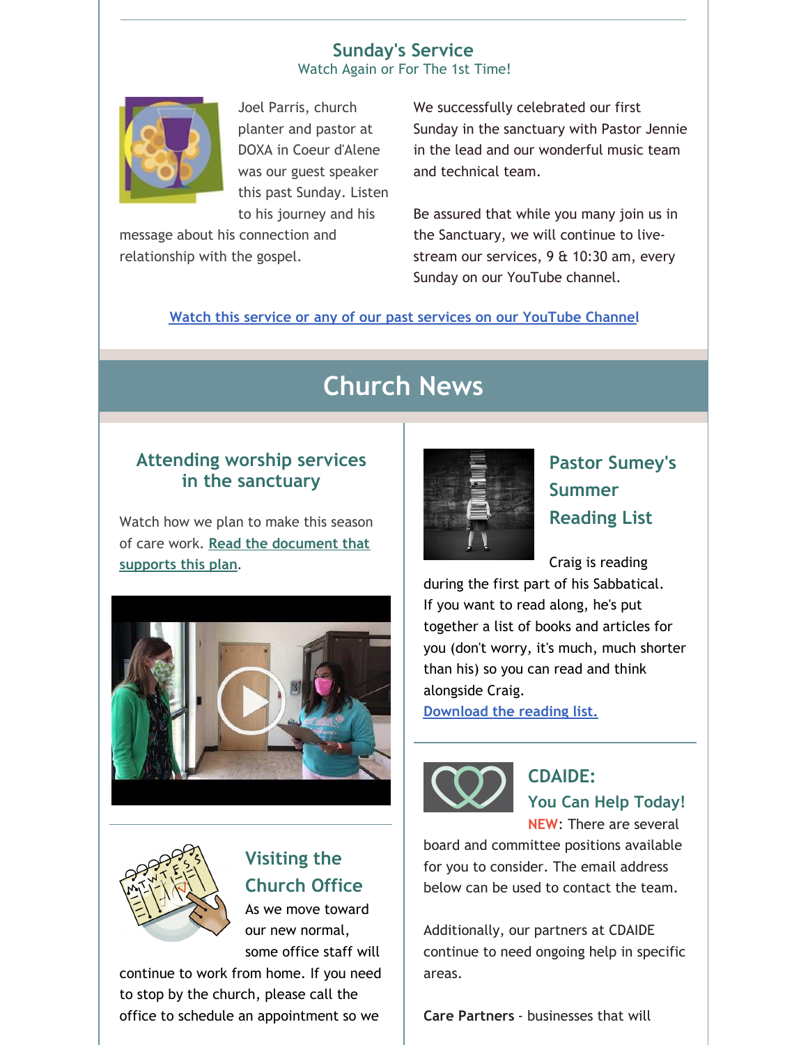## Sunday's Service

Watch Again or For The 1st Time!

Joel Parris, church planter and pastor at DOXA in Coeur d'Alene was our guest speaker this past Sunday. Listen to his journey and his message about his connection and relationship with the gospel.

We successfully celebrated our first Sunday in the sanctuary with Pastor Jennie in the lead and our wonderful music team and technical team.

Be assured that while you many join us in the Sanctuary, we will continue to live-stream our services, 9 & 10:30 am, every Sunday on our YouTube channel.

Watch this service or any of our past services on our YouTube Channel

# Church News

### Attending worship services in the sanctuary

Watch how we plan to make this season of care work. Read the document that supports this plan.

### Visiting the Church Office

As we move toward our new normal, some office staff will continue to work from home. If you need to stop by the church, please call the office to schedule an appointment so we

### Pastor Sumey's Summer Reading List

Craig is reading during the first part of his Sabbatical. If you want to read along, he's put together a list of books and articles for you (don't worry, it's much, much shorter than his) so you can read and think alongside Craig.

Download the reading list.

### CDAIDE: You Can Help Today!

**NEW**: There are several board and committee positions available for you to consider. The email address below can be used to contact the team.

Additionally, our partners at CDAIDE continue to need ongoing help in specific areas.

**Care Partners** - businesses that will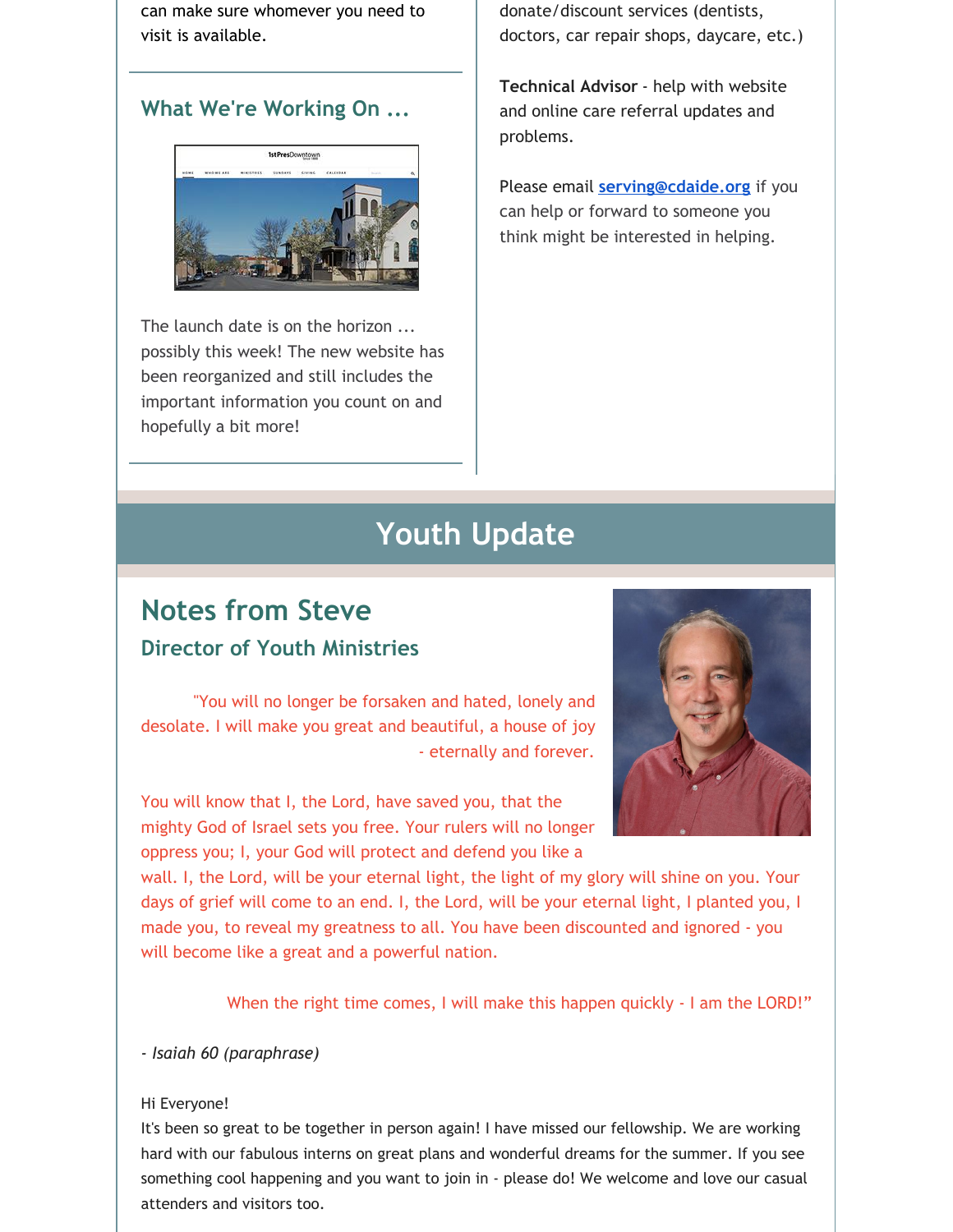can make sure whomever you need to visit is available.

### What We're Working On ...

The launch date is on the horizon ... possibly this week! The new website has been reorganized and still includes the important information you count on and hopefully a bit more!

donate/discount services (dentists, doctors, car repair shops, daycare, etc.)

**Technical Advisor** - help with website and online care referral updates and problems.

Please email serving@cdaide.org if you can help or forward to someone you think might be interested in helping.

# Youth Update

## Notes from Steve

### Director of Youth Ministries

"You will no longer be forsaken and hated, lonely and desolate. I will make you great and beautiful, a house of joy - eternally and forever.

You will know that I, the Lord, have saved you, that the mighty God of Israel sets you free. Your rulers will no longer oppress you; I, your God will protect and defend you like a wall. I, the Lord, will be your eternal light, the light of my glory will shine on you. Your days of grief will come to an end. I, the Lord, will be your eternal light, I planted you, I made you, to reveal my greatness to all. You have been discounted and ignored - you will become like a great and a powerful nation.

When the right time comes, I will make this happen quickly - I am the LORD!"

*- Isaiah 60 (paraphrase)*

Hi Everyone!
It's been so great to be together in person again! I have missed our fellowship. We are working hard with our fabulous interns on great plans and wonderful dreams for the summer. If you see something cool happening and you want to join in - please do! We welcome and love our casual attenders and visitors too.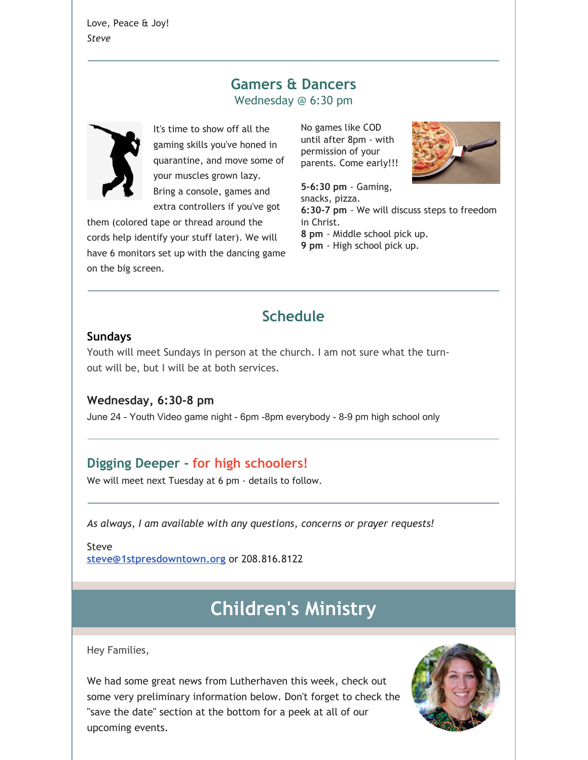Love, Peace & Joy!
*Steve*

## Gamers & Dancers

Wednesday @ 6:30 pm

It's time to show off all the gaming skills you've honed in quarantine, and move some of your muscles grown lazy. Bring a console, games and extra controllers if you've got them (colored tape or thread around the cords help identify your stuff later). We will have 6 monitors set up with the dancing game on the big screen.

No games like COD until after 8pm - with permission of your parents. Come early!!!

**5-6:30 pm** - Gaming, snacks, pizza.
**6:30-7 pm** - We will discuss steps to freedom in Christ.
**8 pm** - Middle school pick up.
**9 pm** - High school pick up.

## Schedule

**Sundays**

Youth will meet Sundays in person at the church. I am not sure what the turn-out will be, but I will be at both services.

**Wednesday, 6:30-8 pm**

June 24 - Youth Video game night - 6pm -8pm everybody - 8-9 pm high school only

### Digging Deeper - for high schoolers!

We will meet next Tuesday at 6 pm - details to follow.

*As always, I am available with any questions, concerns or prayer requests!*

Steve
steve@1stpresdowntown.org or 208.816.8122

# Children's Ministry

Hey Families,

We had some great news from Lutherhaven this week, check out some very preliminary information below. Don't forget to check the "save the date" section at the bottom for a peek at all of our upcoming events.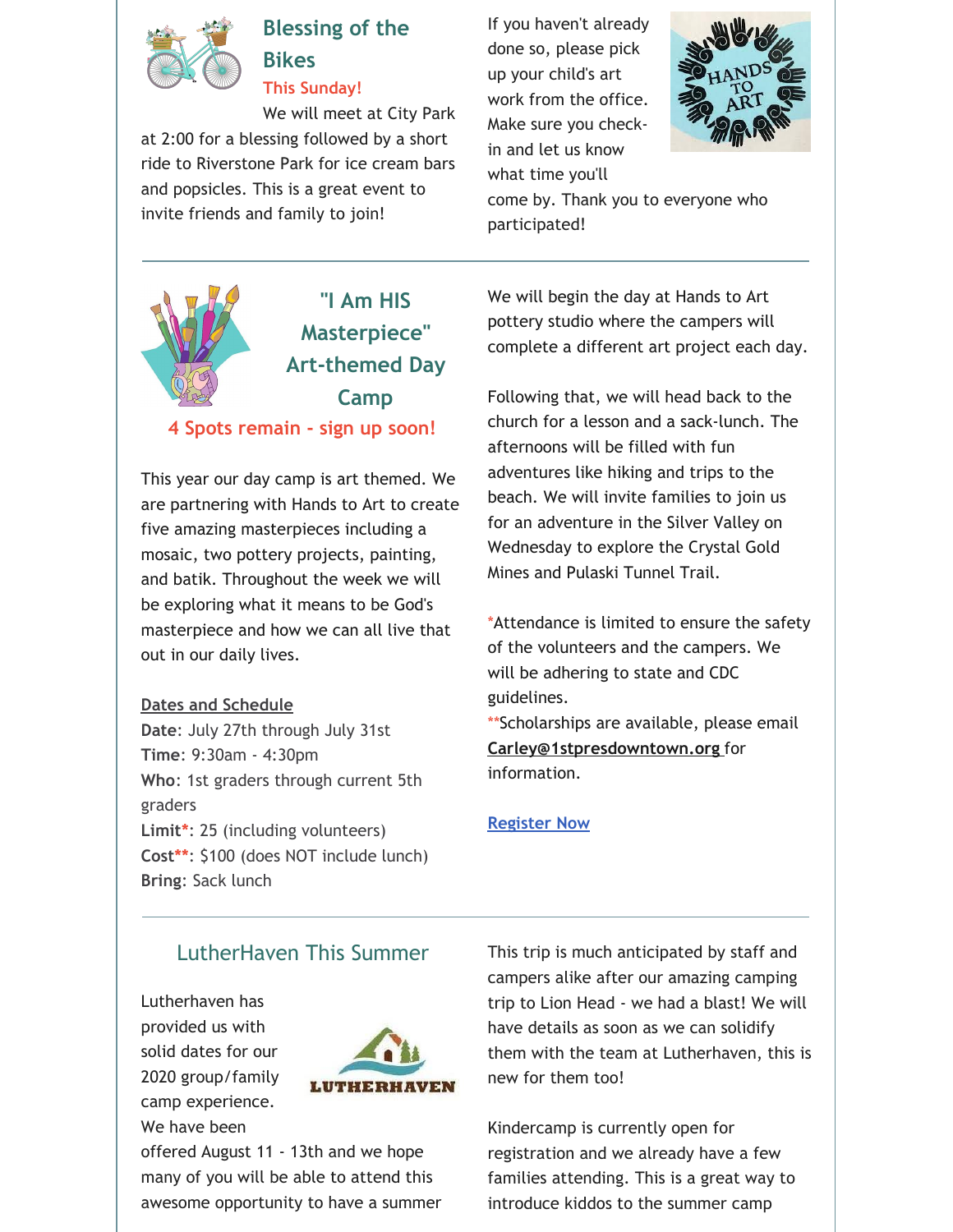## Blessing of the Bikes

**This Sunday!**

We will meet at City Park at 2:00 for a blessing followed by a short ride to Riverstone Park for ice cream bars and popsicles. This is a great event to invite friends and family to join!

If you haven't already done so, please pick up your child's art work from the office. Make sure you check-in and let us know what time you'll come by. Thank you to everyone who participated!

---

## "I Am HIS Masterpiece" Art-themed Day Camp

**4 Spots remain - sign up soon!**

This year our day camp is art themed. We are partnering with Hands to Art to create five amazing masterpieces including a mosaic, two pottery projects, painting, and batik. Throughout the week we will be exploring what it means to be God's masterpiece and how we can all live that out in our daily lives.

**Dates and Schedule**

**Date**: July 27th through July 31st
**Time**: 9:30am - 4:30pm
**Who**: 1st graders through current 5th graders
**Limit***: 25 (including volunteers)
**Cost****: $100 (does NOT include lunch)
**Bring**: Sack lunch

We will begin the day at Hands to Art pottery studio where the campers will complete a different art project each day.

Following that, we will head back to the church for a lesson and a sack-lunch. The afternoons will be filled with fun adventures like hiking and trips to the beach. We will invite families to join us for an adventure in the Silver Valley on Wednesday to explore the Crystal Gold Mines and Pulaski Tunnel Trail.

*Attendance is limited to ensure the safety of the volunteers and the campers. We will be adhering to state and CDC guidelines.
**Scholarships are available, please email **Carley@1stpresdowntown.org** for information.

[Register Now]

---

## LutherHaven This Summer

Lutherhaven has provided us with solid dates for our 2020 group/family camp experience. We have been offered August 11 - 13th and we hope many of you will be able to attend this awesome opportunity to have a summer

This trip is much anticipated by staff and campers alike after our amazing camping trip to Lion Head - we had a blast! We will have details as soon as we can solidify them with the team at Lutherhaven, this is new for them too!

Kindercamp is currently open for registration and we already have a few families attending. This is a great way to introduce kiddos to the summer camp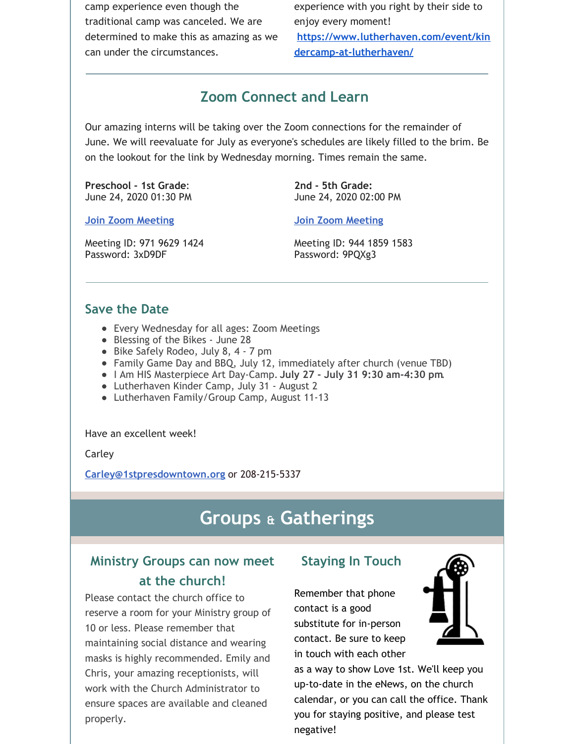camp experience even though the traditional camp was canceled. We are determined to make this as amazing as we can under the circumstances.

experience with you right by their side to enjoy every moment!

https://www.lutherhaven.com/event/kindercamp-at-lutherhaven/

## Zoom Connect and Learn

Our amazing interns will be taking over the Zoom connections for the remainder of June. We will reevaluate for July as everyone's schedules are likely filled to the brim. Be on the lookout for the link by Wednesday morning. Times remain the same.

**Preschool - 1st Grade:**
June 24, 2020 01:30 PM

Join Zoom Meeting

Meeting ID: 971 9629 1424
Password: 3xD9DF

**2nd - 5th Grade:**
June 24, 2020 02:00 PM

Join Zoom Meeting

Meeting ID: 944 1859 1583
Password: 9PQXg3

## Save the Date

- Every Wednesday for all ages: Zoom Meetings
- Blessing of the Bikes - June 28
- Bike Safely Rodeo, July 8, 4 - 7 pm
- Family Game Day and BBQ, July 12, immediately after church (venue TBD)
- I Am HIS Masterpiece Art Day-Camp. **July 27 - July 31 9:30 am-4:30 pm.**
- Lutherhaven Kinder Camp, July 31 - August 2
- Lutherhaven Family/Group Camp, August 11-13

Have an excellent week!

Carley

Carley@1stpresdowntown.org or 208-215-5337

# Groups & Gatherings

## Ministry Groups can now meet at the church!

Please contact the church office to reserve a room for your Ministry group of 10 or less. Please remember that maintaining social distance and wearing masks is highly recommended. Emily and Chris, your amazing receptionists, will work with the Church Administrator to ensure spaces are available and cleaned properly.

## Staying In Touch

Remember that phone contact is a good substitute for in-person contact. Be sure to keep in touch with each other as a way to show Love 1st. We'll keep you up-to-date in the eNews, on the church calendar, or you can call the office. Thank you for staying positive, and please test negative!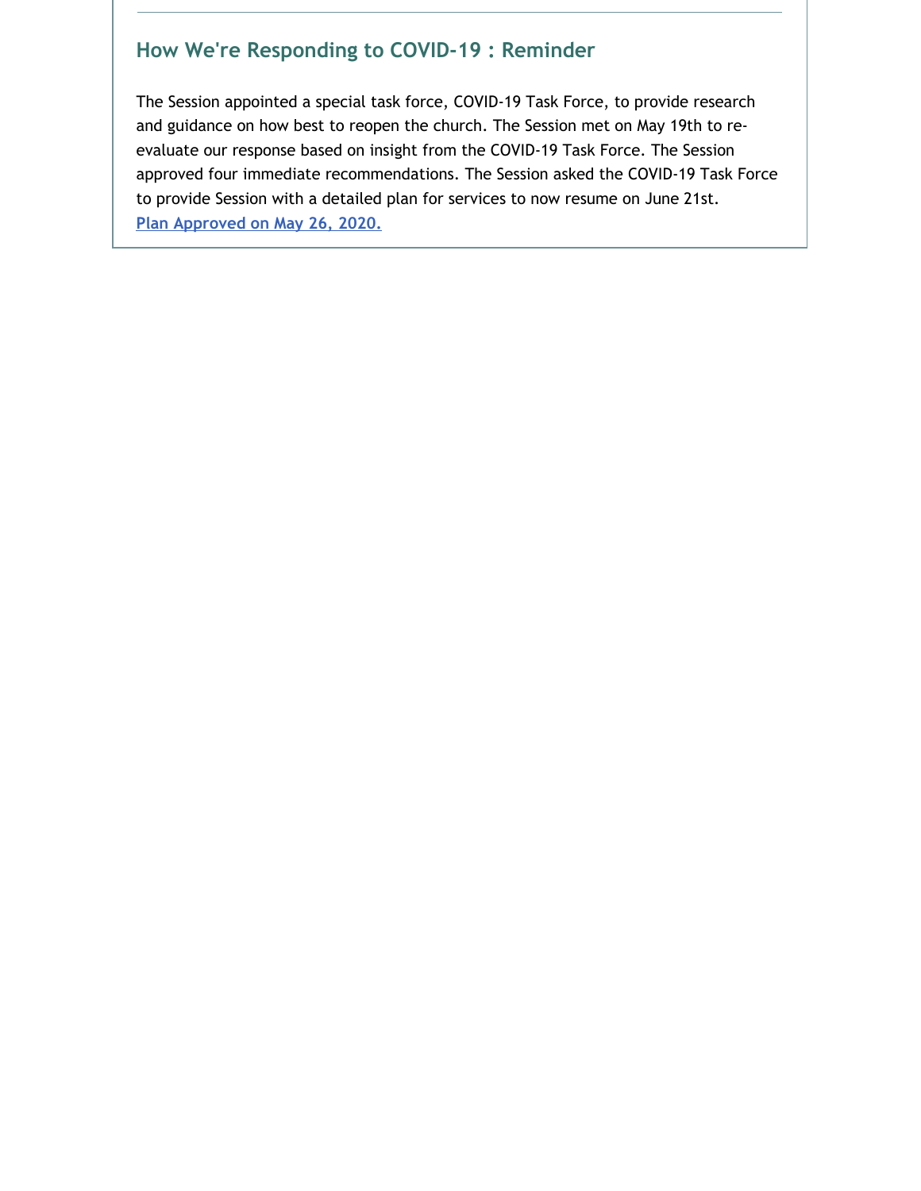## How We're Responding to COVID-19 : Reminder

The Session appointed a special task force, COVID-19 Task Force, to provide research and guidance on how best to reopen the church. The Session met on May 19th to re-evaluate our response based on insight from the COVID-19 Task Force. The Session approved four immediate recommendations. The Session asked the COVID-19 Task Force to provide Session with a detailed plan for services to now resume on June 21st.

**Plan Approved on May 26, 2020.**